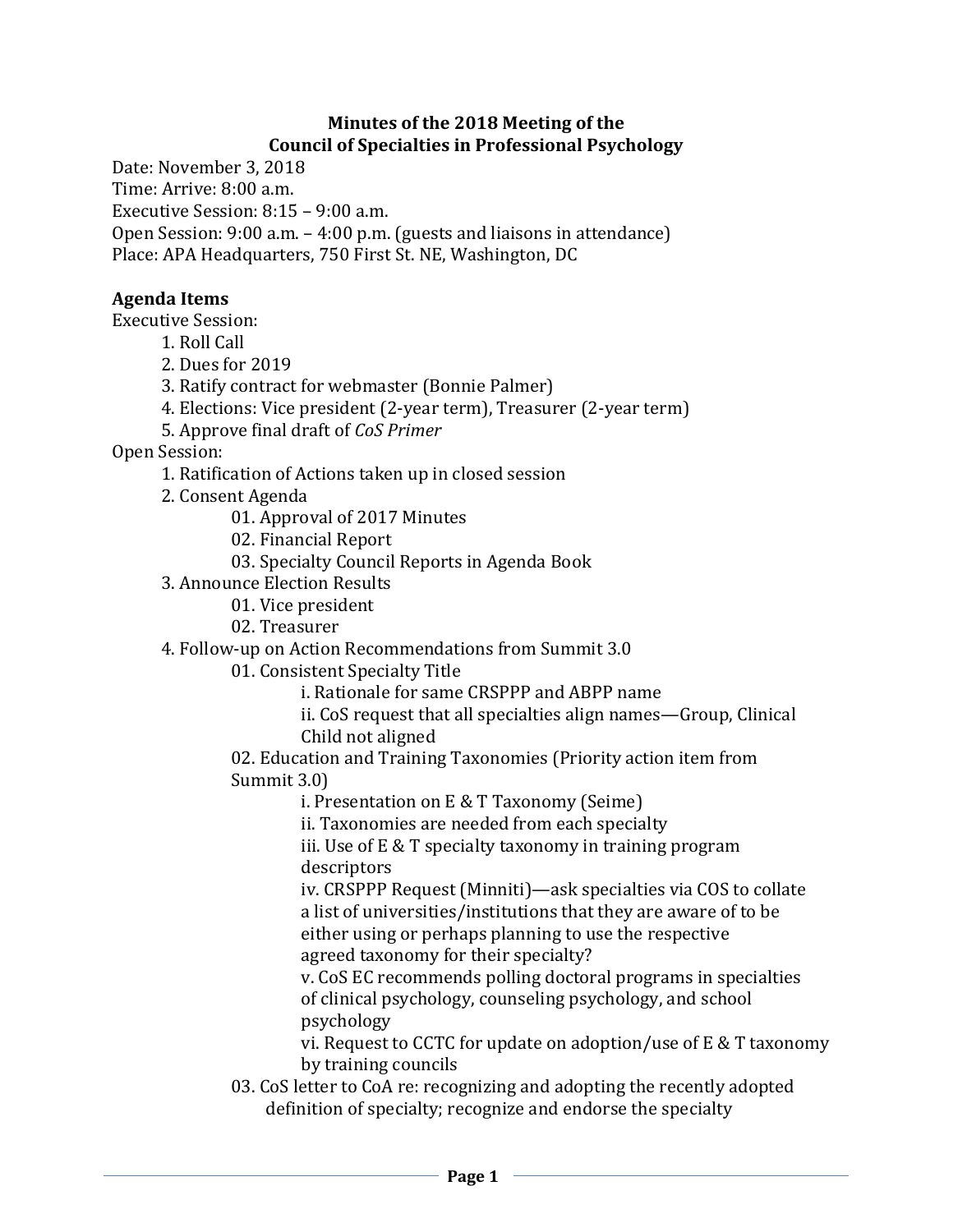**Minutes of the 2018 Meeting of the**
**Council of Specialties in Professional Psychology**

Date: November 3, 2018
Time: Arrive: 8:00 a.m.
Executive Session: 8:15 – 9:00 a.m.
Open Session: 9:00 a.m. – 4:00 p.m. (guests and liaisons in attendance)
Place: APA Headquarters, 750 First St. NE, Washington, DC

**Agenda Items**

Executive Session:

1. Roll Call
2. Dues for 2019
3. Ratify contract for webmaster (Bonnie Palmer)
4. Elections: Vice president (2-year term), Treasurer (2-year term)
5. Approve final draft of *CoS Primer*

Open Session:

1. Ratification of Actions taken up in closed session
2. Consent Agenda
   - 01. Approval of 2017 Minutes
   - 02. Financial Report
   - 03. Specialty Council Reports in Agenda Book
3. Announce Election Results
   - 01. Vice president
   - 02. Treasurer
4. Follow-up on Action Recommendations from Summit 3.0
   - 01. Consistent Specialty Title
     - i. Rationale for same CRSPPP and ABPP name
     - ii. CoS request that all specialties align names—Group, Clinical Child not aligned
   - 02. Education and Training Taxonomies (Priority action item from Summit 3.0)
     - i. Presentation on E & T Taxonomy (Seime)
     - ii. Taxonomies are needed from each specialty
     - iii. Use of E & T specialty taxonomy in training program descriptors
     - iv. CRSPPP Request (Minniti)—ask specialties via COS to collate a list of universities/institutions that they are aware of to be either using or perhaps planning to use the respective agreed taxonomy for their specialty?
     - v. CoS EC recommends polling doctoral programs in specialties of clinical psychology, counseling psychology, and school psychology
     - vi. Request to CCTC for update on adoption/use of E & T taxonomy by training councils
   - 03. CoS letter to CoA re: recognizing and adopting the recently adopted definition of specialty; recognize and endorse the specialty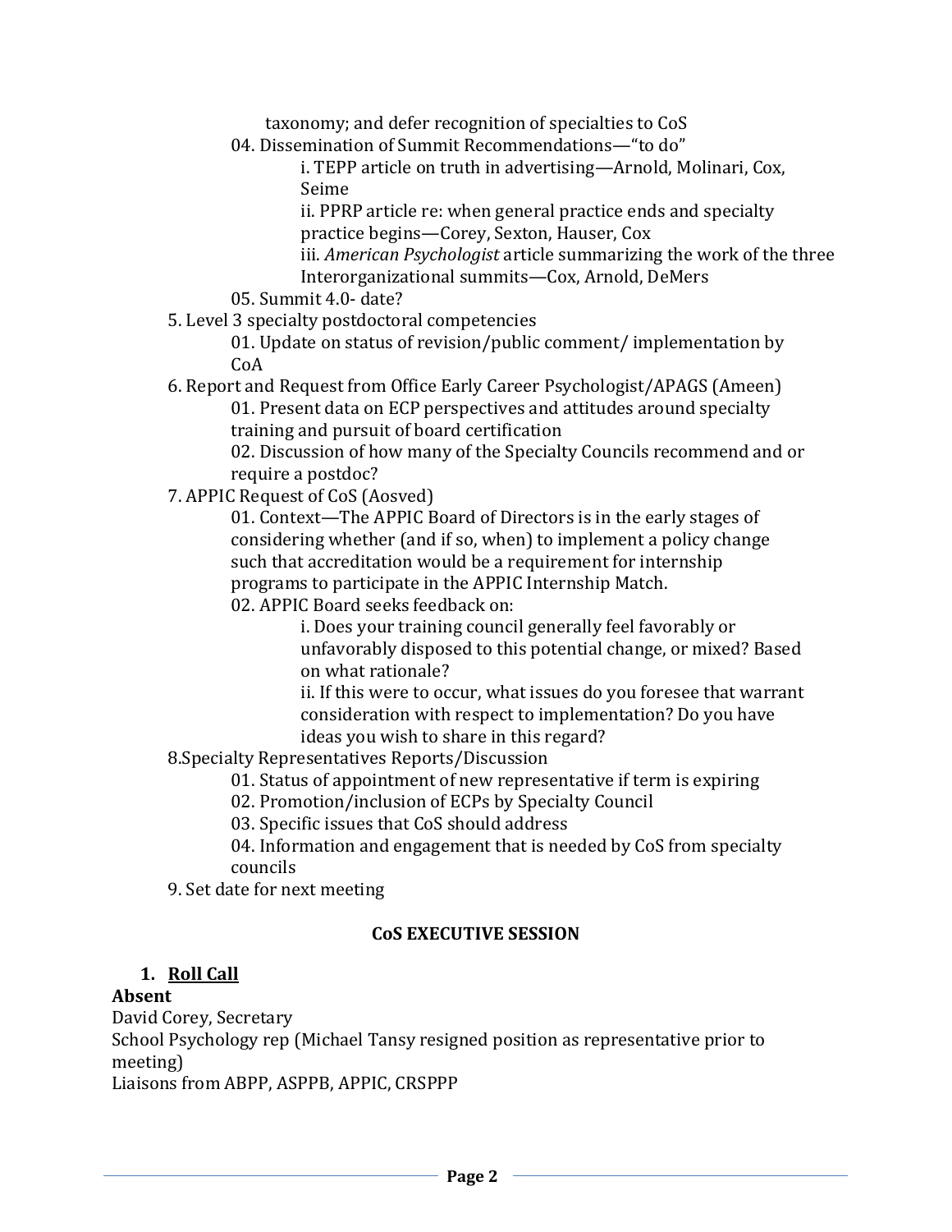taxonomy; and defer recognition of specialties to CoS

04. Dissemination of Summit Recommendations—"to do"

i. TEPP article on truth in advertising—Arnold, Molinari, Cox, Seime

ii. PPRP article re: when general practice ends and specialty practice begins—Corey, Sexton, Hauser, Cox

iii. *American Psychologist* article summarizing the work of the three Interorganizational summits—Cox, Arnold, DeMers

05. Summit 4.0- date?

5. Level 3 specialty postdoctoral competencies

01. Update on status of revision/public comment/ implementation by CoA

6. Report and Request from Office Early Career Psychologist/APAGS (Ameen)

01. Present data on ECP perspectives and attitudes around specialty training and pursuit of board certification

02. Discussion of how many of the Specialty Councils recommend and or require a postdoc?

7. APPIC Request of CoS (Aosved)

01. Context—The APPIC Board of Directors is in the early stages of considering whether (and if so, when) to implement a policy change such that accreditation would be a requirement for internship programs to participate in the APPIC Internship Match.

02. APPIC Board seeks feedback on:

i. Does your training council generally feel favorably or unfavorably disposed to this potential change, or mixed? Based on what rationale?

ii. If this were to occur, what issues do you foresee that warrant consideration with respect to implementation? Do you have ideas you wish to share in this regard?

8.Specialty Representatives Reports/Discussion

01. Status of appointment of new representative if term is expiring

02. Promotion/inclusion of ECPs by Specialty Council

03. Specific issues that CoS should address

04. Information and engagement that is needed by CoS from specialty councils

9. Set date for next meeting

## CoS EXECUTIVE SESSION

### 1. Roll Call

**Absent**

David Corey, Secretary

School Psychology rep (Michael Tansy resigned position as representative prior to meeting)

Liaisons from ABPP, ASPPB, APPIC, CRSPPP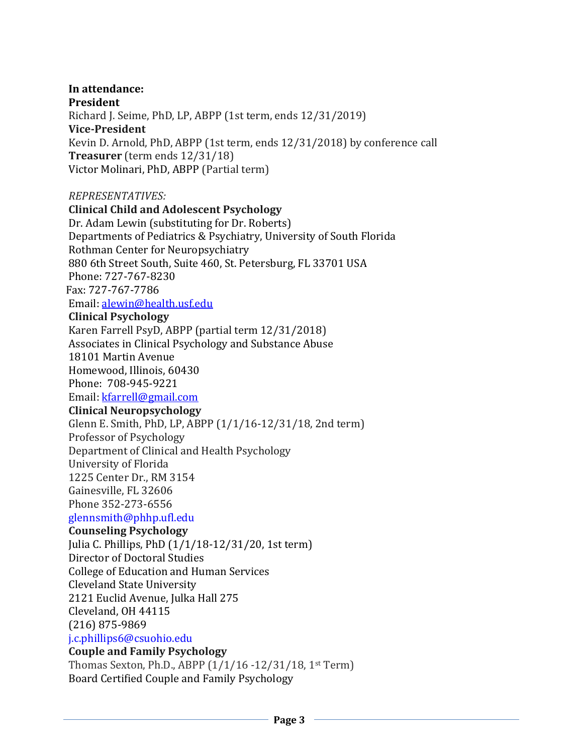**In attendance:**

**President**

Richard J. Seime, PhD, LP, ABPP (1st term, ends 12/31/2019)

**Vice-President**

Kevin D. Arnold, PhD, ABPP (1st term, ends 12/31/2018) by conference call

**Treasurer** (term ends 12/31/18)

Victor Molinari, PhD, ABPP (Partial term)

*REPRESENTATIVES:*

**Clinical Child and Adolescent Psychology**

Dr. Adam Lewin (substituting for Dr. Roberts)
Departments of Pediatrics & Psychiatry, University of South Florida
Rothman Center for Neuropsychiatry
880 6th Street South, Suite 460, St. Petersburg, FL 33701 USA
Phone: 727-767-8230
Fax: 727-767-7786
Email: alewin@health.usf.edu

**Clinical Psychology**

Karen Farrell PsyD, ABPP (partial term 12/31/2018)
Associates in Clinical Psychology and Substance Abuse
18101 Martin Avenue
Homewood, Illinois, 60430
Phone: 708-945-9221
Email: kfarrell@gmail.com

**Clinical Neuropsychology**

Glenn E. Smith, PhD, LP, ABPP (1/1/16-12/31/18, 2nd term)
Professor of Psychology
Department of Clinical and Health Psychology
University of Florida
1225 Center Dr., RM 3154
Gainesville, FL 32606
Phone 352-273-6556
glennsmith@phhp.ufl.edu

**Counseling Psychology**

Julia C. Phillips, PhD (1/1/18-12/31/20, 1st term)
Director of Doctoral Studies
College of Education and Human Services
Cleveland State University
2121 Euclid Avenue, Julka Hall 275
Cleveland, OH 44115
(216) 875-9869
j.c.phillips6@csuohio.edu

**Couple and Family Psychology**

Thomas Sexton, Ph.D., ABPP (1/1/16 -12/31/18, 1st Term)
Board Certified Couple and Family Psychology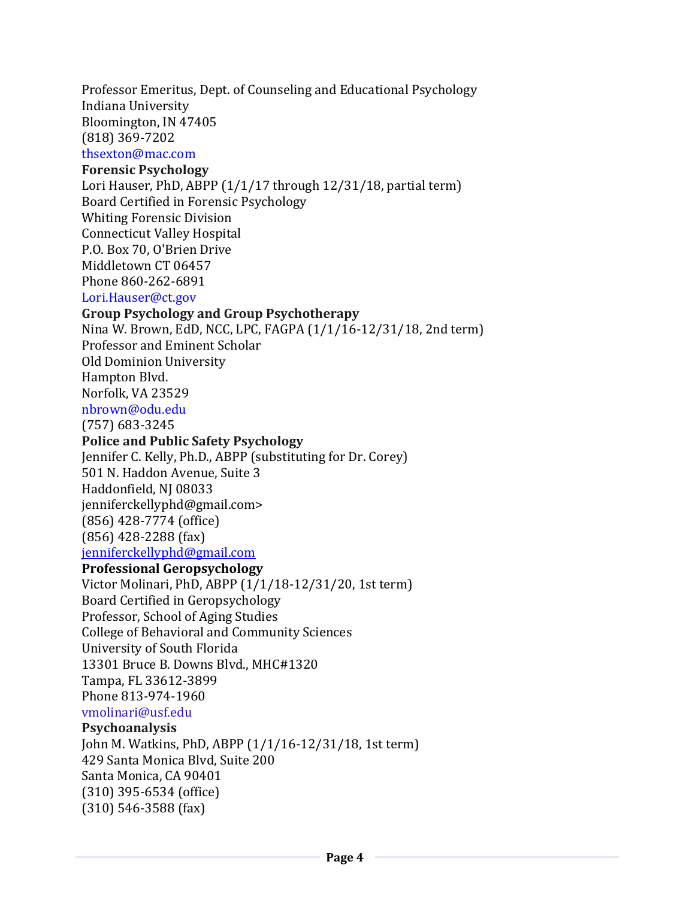Professor Emeritus, Dept. of Counseling and Educational Psychology
Indiana University
Bloomington, IN 47405
(818) 369-7202
thsexton@mac.com

**Forensic Psychology**

Lori Hauser, PhD, ABPP (1/1/17 through 12/31/18, partial term)
Board Certified in Forensic Psychology
Whiting Forensic Division
Connecticut Valley Hospital
P.O. Box 70, O'Brien Drive
Middletown CT 06457
Phone 860-262-6891
Lori.Hauser@ct.gov

**Group Psychology and Group Psychotherapy**

Nina W. Brown, EdD, NCC, LPC, FAGPA (1/1/16-12/31/18, 2nd term)
Professor and Eminent Scholar
Old Dominion University
Hampton Blvd.
Norfolk, VA 23529
nbrown@odu.edu
(757) 683-3245

**Police and Public Safety Psychology**

Jennifer C. Kelly, Ph.D., ABPP (substituting for Dr. Corey)
501 N. Haddon Avenue, Suite 3
Haddonfield, NJ 08033
jenniferckellyphd@gmail.com>
(856) 428-7774 (office)
(856) 428-2288 (fax)
jenniferckellyphd@gmail.com

**Professional Geropsychology**

Victor Molinari, PhD, ABPP (1/1/18-12/31/20, 1st term)
Board Certified in Geropsychology
Professor, School of Aging Studies
College of Behavioral and Community Sciences
University of South Florida
13301 Bruce B. Downs Blvd., MHC#1320
Tampa, FL 33612-3899
Phone 813-974-1960
vmolinari@usf.edu

**Psychoanalysis**

John M. Watkins, PhD, ABPP (1/1/16-12/31/18, 1st term)
429 Santa Monica Blvd, Suite 200
Santa Monica, CA 90401
(310) 395-6534 (office)
(310) 546-3588 (fax)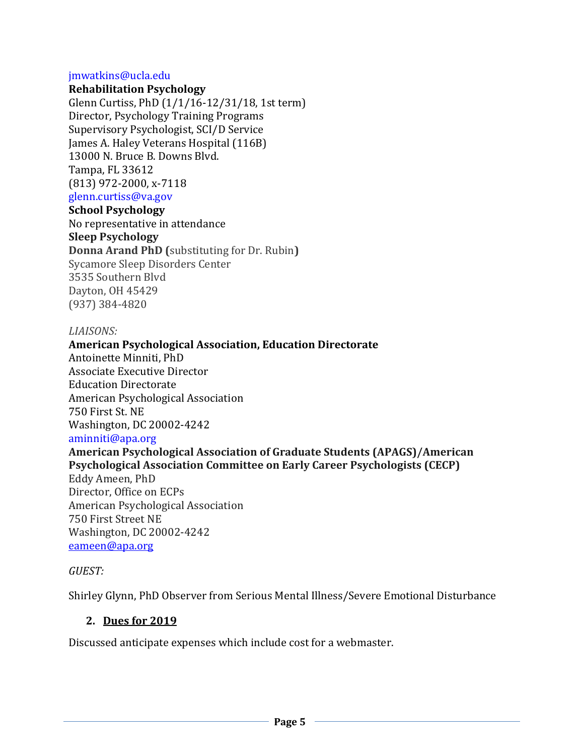jmwatkins@ucla.edu

**Rehabilitation Psychology**

Glenn Curtiss, PhD (1/1/16-12/31/18, 1st term)
Director, Psychology Training Programs
Supervisory Psychologist, SCI/D Service
James A. Haley Veterans Hospital (116B)
13000 N. Bruce B. Downs Blvd.
Tampa, FL 33612
(813) 972-2000, x-7118
glenn.curtiss@va.gov

**School Psychology**

No representative in attendance

**Sleep Psychology**

**Donna Arand PhD (**substituting for Dr. Rubin**)**
Sycamore Sleep Disorders Center
3535 Southern Blvd
Dayton, OH 45429
(937) 384-4820

*LIAISONS:*

**American Psychological Association, Education Directorate**

Antoinette Minniti, PhD
Associate Executive Director
Education Directorate
American Psychological Association
750 First St. NE
Washington, DC 20002-4242
aminniti@apa.org

**American Psychological Association of Graduate Students (APAGS)/American Psychological Association Committee on Early Career Psychologists (CECP)**

Eddy Ameen, PhD
Director, Office on ECPs
American Psychological Association
750 First Street NE
Washington, DC 20002-4242
eameen@apa.org

*GUEST:*

Shirley Glynn, PhD Observer from Serious Mental Illness/Severe Emotional Disturbance

## 2. Dues for 2019

Discussed anticipate expenses which include cost for a webmaster.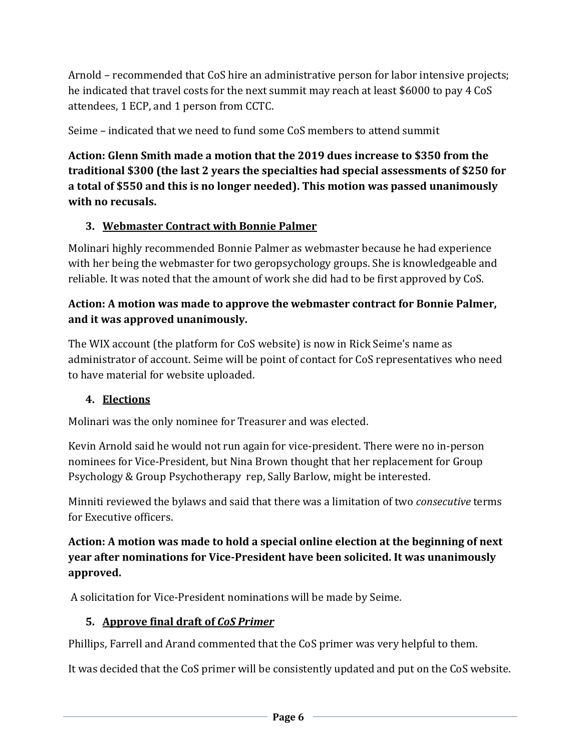Arnold – recommended that CoS hire an administrative person for labor intensive projects; he indicated that travel costs for the next summit may reach at least $6000 to pay 4 CoS attendees, 1 ECP, and 1 person from CCTC.

Seime – indicated that we need to fund some CoS members to attend summit

**Action: Glenn Smith made a motion that the 2019 dues increase to $350 from the traditional $300 (the last 2 years the specialties had special assessments of $250 for a total of $550 and this is no longer needed). This motion was passed unanimously with no recusals.**

3. **Webmaster Contract with Bonnie Palmer**

Molinari highly recommended Bonnie Palmer as webmaster because he had experience with her being the webmaster for two geropsychology groups. She is knowledgeable and reliable. It was noted that the amount of work she did had to be first approved by CoS.

**Action: A motion was made to approve the webmaster contract for Bonnie Palmer, and it was approved unanimously.**

The WIX account (the platform for CoS website) is now in Rick Seime's name as administrator of account. Seime will be point of contact for CoS representatives who need to have material for website uploaded.

4. **Elections**

Molinari was the only nominee for Treasurer and was elected.

Kevin Arnold said he would not run again for vice-president. There were no in-person nominees for Vice-President, but Nina Brown thought that her replacement for Group Psychology & Group Psychotherapy rep, Sally Barlow, might be interested.

Minniti reviewed the bylaws and said that there was a limitation of two *consecutive* terms for Executive officers.

**Action: A motion was made to hold a special online election at the beginning of next year after nominations for Vice-President have been solicited. It was unanimously approved.**

A solicitation for Vice-President nominations will be made by Seime.

5. **Approve final draft of *CoS Primer***

Phillips, Farrell and Arand commented that the CoS primer was very helpful to them.

It was decided that the CoS primer will be consistently updated and put on the CoS website.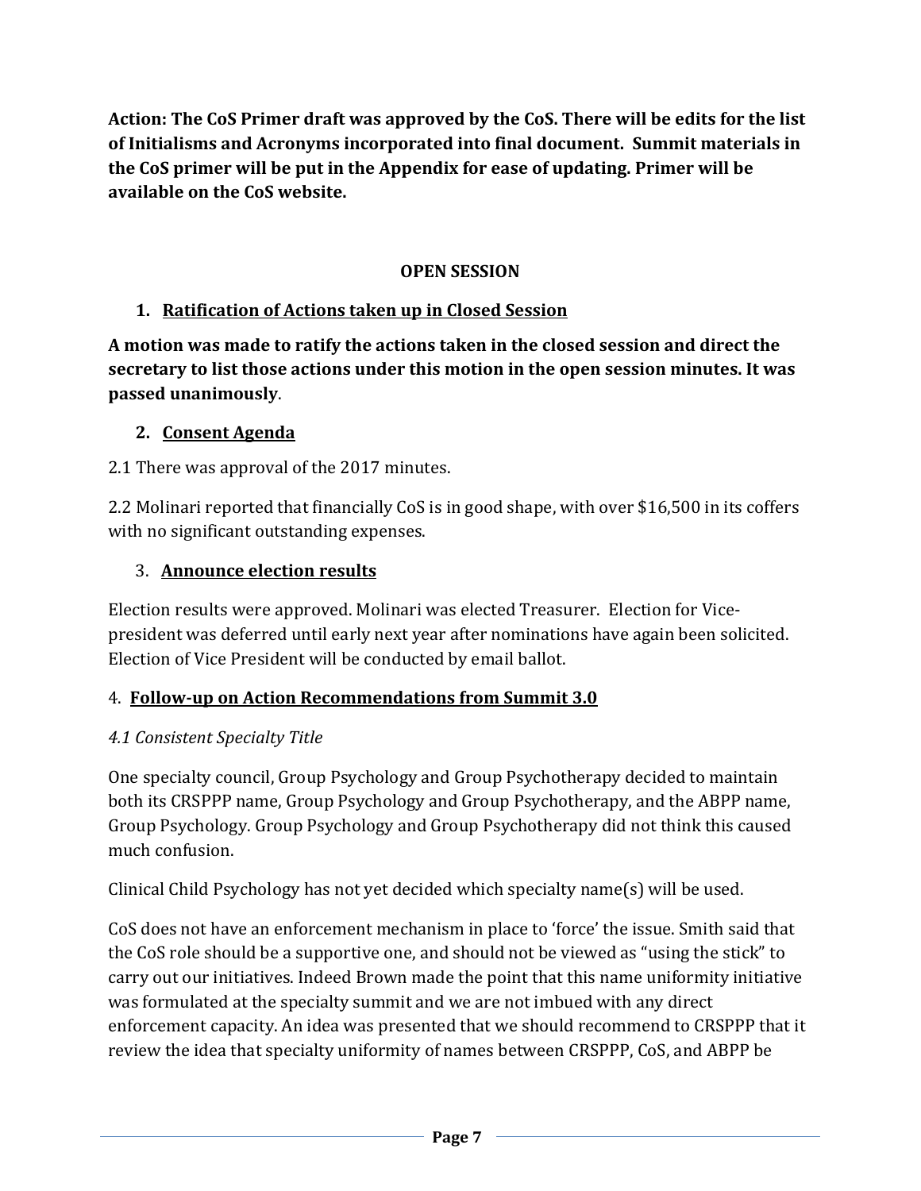**Action: The CoS Primer draft was approved by the CoS. There will be edits for the list of Initialisms and Acronyms incorporated into final document. Summit materials in the CoS primer will be put in the Appendix for ease of updating. Primer will be available on the CoS website.**

## OPEN SESSION

1. **Ratification of Actions taken up in Closed Session**

**A motion was made to ratify the actions taken in the closed session and direct the secretary to list those actions under this motion in the open session minutes. It was passed unanimously**.

2. **Consent Agenda**

2.1 There was approval of the 2017 minutes.

2.2 Molinari reported that financially CoS is in good shape, with over $16,500 in its coffers with no significant outstanding expenses.

3. **Announce election results**

Election results were approved. Molinari was elected Treasurer. Election for Vice-president was deferred until early next year after nominations have again been solicited. Election of Vice President will be conducted by email ballot.

4. **Follow-up on Action Recommendations from Summit 3.0**

*4.1 Consistent Specialty Title*

One specialty council, Group Psychology and Group Psychotherapy decided to maintain both its CRSPPP name, Group Psychology and Group Psychotherapy, and the ABPP name, Group Psychology. Group Psychology and Group Psychotherapy did not think this caused much confusion.

Clinical Child Psychology has not yet decided which specialty name(s) will be used.

CoS does not have an enforcement mechanism in place to 'force' the issue. Smith said that the CoS role should be a supportive one, and should not be viewed as "using the stick" to carry out our initiatives. Indeed Brown made the point that this name uniformity initiative was formulated at the specialty summit and we are not imbued with any direct enforcement capacity. An idea was presented that we should recommend to CRSPPP that it review the idea that specialty uniformity of names between CRSPPP, CoS, and ABPP be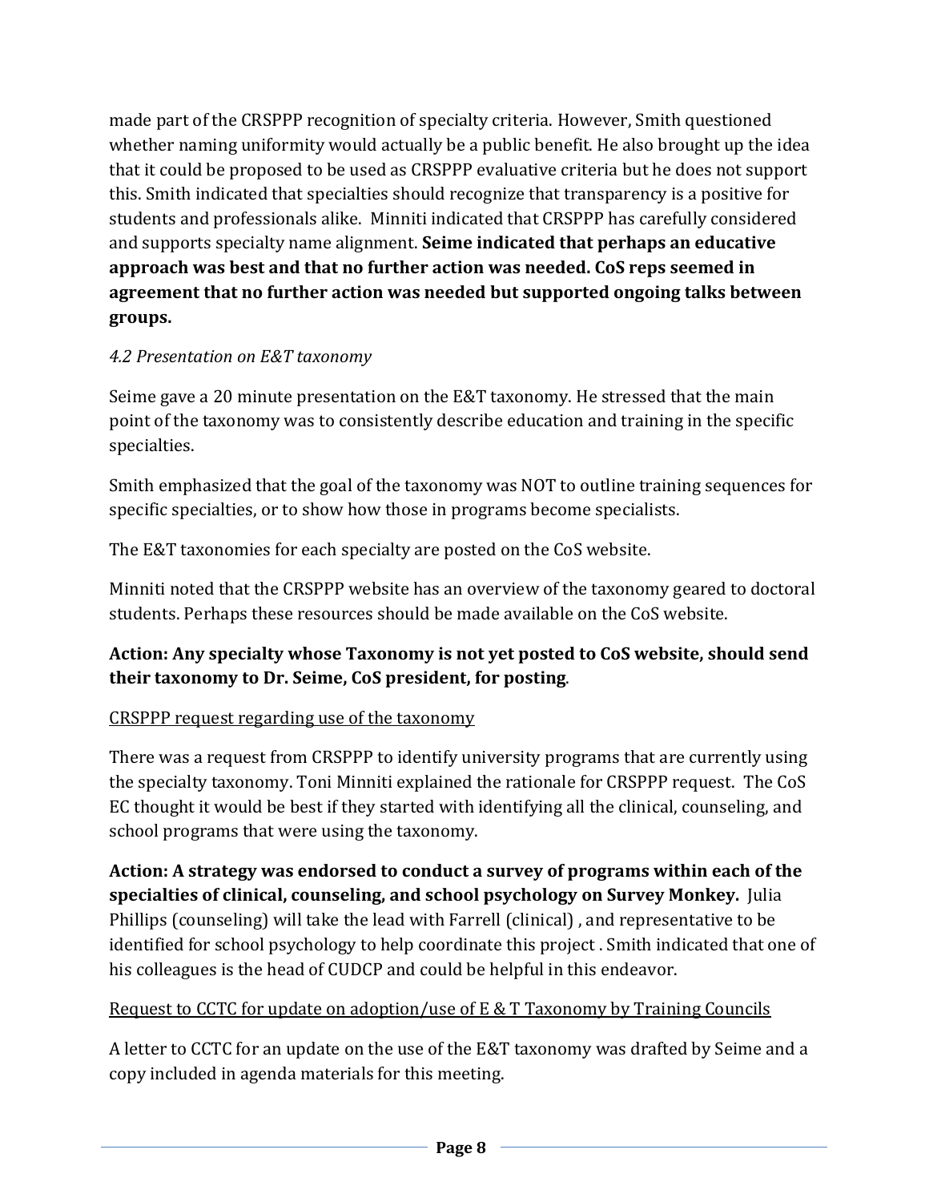made part of the CRSPPP recognition of specialty criteria. However, Smith questioned whether naming uniformity would actually be a public benefit. He also brought up the idea that it could be proposed to be used as CRSPPP evaluative criteria but he does not support this. Smith indicated that specialties should recognize that transparency is a positive for students and professionals alike. Minniti indicated that CRSPPP has carefully considered and supports specialty name alignment. **Seime indicated that perhaps an educative approach was best and that no further action was needed. CoS reps seemed in agreement that no further action was needed but supported ongoing talks between groups.**

*4.2 Presentation on E&T taxonomy*

Seime gave a 20 minute presentation on the E&T taxonomy. He stressed that the main point of the taxonomy was to consistently describe education and training in the specific specialties.

Smith emphasized that the goal of the taxonomy was NOT to outline training sequences for specific specialties, or to show how those in programs become specialists.

The E&T taxonomies for each specialty are posted on the CoS website.

Minniti noted that the CRSPPP website has an overview of the taxonomy geared to doctoral students. Perhaps these resources should be made available on the CoS website.

**Action: Any specialty whose Taxonomy is not yet posted to CoS website, should send their taxonomy to Dr. Seime, CoS president, for posting**.

<u>CRSPPP request regarding use of the taxonomy</u>

There was a request from CRSPPP to identify university programs that are currently using the specialty taxonomy. Toni Minniti explained the rationale for CRSPPP request. The CoS EC thought it would be best if they started with identifying all the clinical, counseling, and school programs that were using the taxonomy.

**Action: A strategy was endorsed to conduct a survey of programs within each of the specialties of clinical, counseling, and school psychology on Survey Monkey.** Julia Phillips (counseling) will take the lead with Farrell (clinical) , and representative to be identified for school psychology to help coordinate this project . Smith indicated that one of his colleagues is the head of CUDCP and could be helpful in this endeavor.

<u>Request to CCTC for update on adoption/use of E & T Taxonomy by Training Councils</u>

A letter to CCTC for an update on the use of the E&T taxonomy was drafted by Seime and a copy included in agenda materials for this meeting.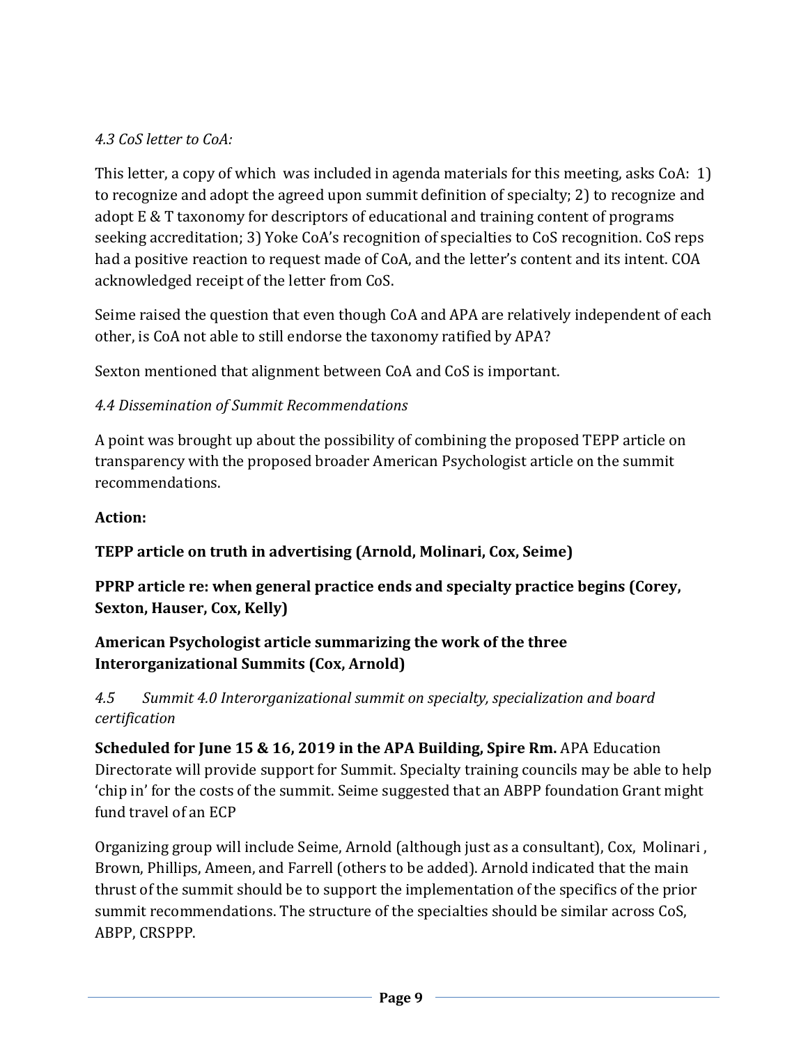*4.3 CoS letter to CoA:*

This letter, a copy of which was included in agenda materials for this meeting, asks CoA: 1) to recognize and adopt the agreed upon summit definition of specialty; 2) to recognize and adopt E & T taxonomy for descriptors of educational and training content of programs seeking accreditation; 3) Yoke CoA's recognition of specialties to CoS recognition. CoS reps had a positive reaction to request made of CoA, and the letter's content and its intent. COA acknowledged receipt of the letter from CoS.

Seime raised the question that even though CoA and APA are relatively independent of each other, is CoA not able to still endorse the taxonomy ratified by APA?

Sexton mentioned that alignment between CoA and CoS is important.

*4.4 Dissemination of Summit Recommendations*

A point was brought up about the possibility of combining the proposed TEPP article on transparency with the proposed broader American Psychologist article on the summit recommendations.

**Action:**

**TEPP article on truth in advertising (Arnold, Molinari, Cox, Seime)**

**PPRP article re: when general practice ends and specialty practice begins (Corey, Sexton, Hauser, Cox, Kelly)**

**American Psychologist article summarizing the work of the three Interorganizational Summits (Cox, Arnold)**

*4.5 Summit 4.0 Interorganizational summit on specialty, specialization and board certification*

**Scheduled for June 15 & 16, 2019 in the APA Building, Spire Rm.** APA Education Directorate will provide support for Summit. Specialty training councils may be able to help 'chip in' for the costs of the summit. Seime suggested that an ABPP foundation Grant might fund travel of an ECP

Organizing group will include Seime, Arnold (although just as a consultant), Cox, Molinari , Brown, Phillips, Ameen, and Farrell (others to be added). Arnold indicated that the main thrust of the summit should be to support the implementation of the specifics of the prior summit recommendations. The structure of the specialties should be similar across CoS, ABPP, CRSPPP.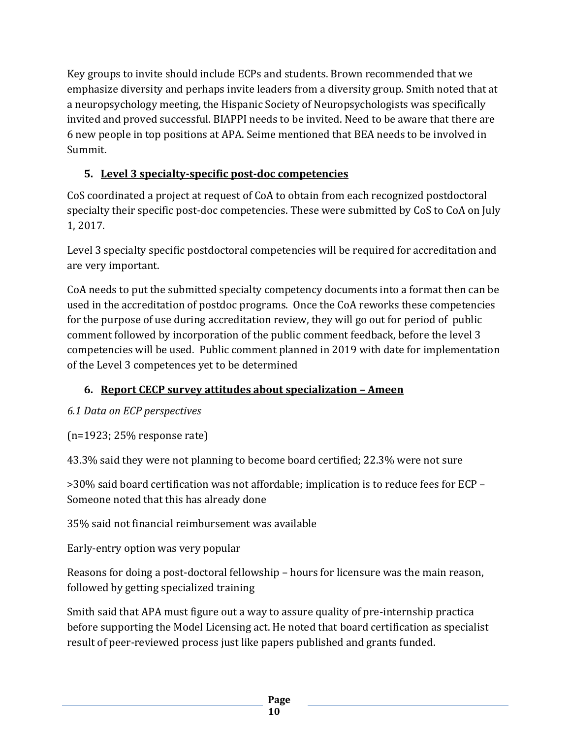Key groups to invite should include ECPs and students. Brown recommended that we emphasize diversity and perhaps invite leaders from a diversity group. Smith noted that at a neuropsychology meeting, the Hispanic Society of Neuropsychologists was specifically invited and proved successful. BIAPPI needs to be invited. Need to be aware that there are 6 new people in top positions at APA. Seime mentioned that BEA needs to be involved in Summit.

## 5. <u>Level 3 specialty-specific post-doc competencies</u>

CoS coordinated a project at request of CoA to obtain from each recognized postdoctoral specialty their specific post-doc competencies. These were submitted by CoS to CoA on July 1, 2017.

Level 3 specialty specific postdoctoral competencies will be required for accreditation and are very important.

CoA needs to put the submitted specialty competency documents into a format then can be used in the accreditation of postdoc programs. Once the CoA reworks these competencies for the purpose of use during accreditation review, they will go out for period of public comment followed by incorporation of the public comment feedback, before the level 3 competencies will be used. Public comment planned in 2019 with date for implementation of the Level 3 competences yet to be determined

## 6. <u>Report CECP survey attitudes about specialization – Ameen</u>

*6.1 Data on ECP perspectives*

(n=1923; 25% response rate)

43.3% said they were not planning to become board certified; 22.3% were not sure

>30% said board certification was not affordable; implication is to reduce fees for ECP – Someone noted that this has already done

35% said not financial reimbursement was available

Early-entry option was very popular

Reasons for doing a post-doctoral fellowship – hours for licensure was the main reason, followed by getting specialized training

Smith said that APA must figure out a way to assure quality of pre-internship practica before supporting the Model Licensing act. He noted that board certification as specialist result of peer-reviewed process just like papers published and grants funded.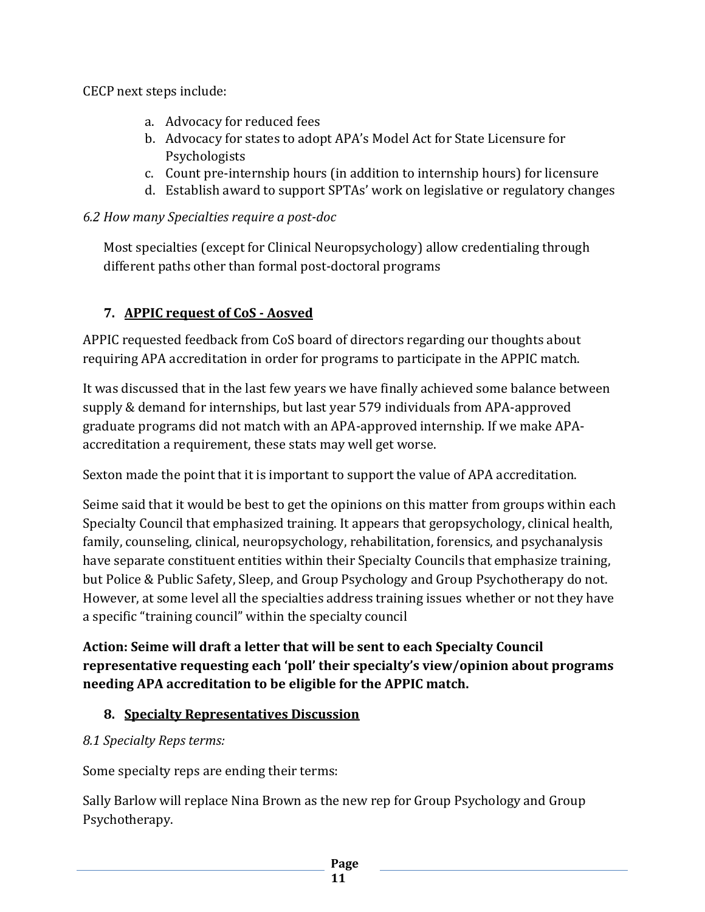CECP next steps include:

a. Advocacy for reduced fees
b. Advocacy for states to adopt APA's Model Act for State Licensure for Psychologists
c. Count pre-internship hours (in addition to internship hours) for licensure
d. Establish award to support SPTAs' work on legislative or regulatory changes

*6.2 How many Specialties require a post-doc*

Most specialties (except for Clinical Neuropsychology) allow credentialing through different paths other than formal post-doctoral programs

## 7. APPIC request of CoS - Aosved

APPIC requested feedback from CoS board of directors regarding our thoughts about requiring APA accreditation in order for programs to participate in the APPIC match.

It was discussed that in the last few years we have finally achieved some balance between supply & demand for internships, but last year 579 individuals from APA-approved graduate programs did not match with an APA-approved internship. If we make APA-accreditation a requirement, these stats may well get worse.

Sexton made the point that it is important to support the value of APA accreditation.

Seime said that it would be best to get the opinions on this matter from groups within each Specialty Council that emphasized training. It appears that geropsychology, clinical health, family, counseling, clinical, neuropsychology, rehabilitation, forensics, and psychanalysis have separate constituent entities within their Specialty Councils that emphasize training, but Police & Public Safety, Sleep, and Group Psychology and Group Psychotherapy do not. However, at some level all the specialties address training issues whether or not they have a specific "training council" within the specialty council

**Action: Seime will draft a letter that will be sent to each Specialty Council representative requesting each 'poll' their specialty's view/opinion about programs needing APA accreditation to be eligible for the APPIC match.**

## 8. Specialty Representatives Discussion

*8.1 Specialty Reps terms:*

Some specialty reps are ending their terms:

Sally Barlow will replace Nina Brown as the new rep for Group Psychology and Group Psychotherapy.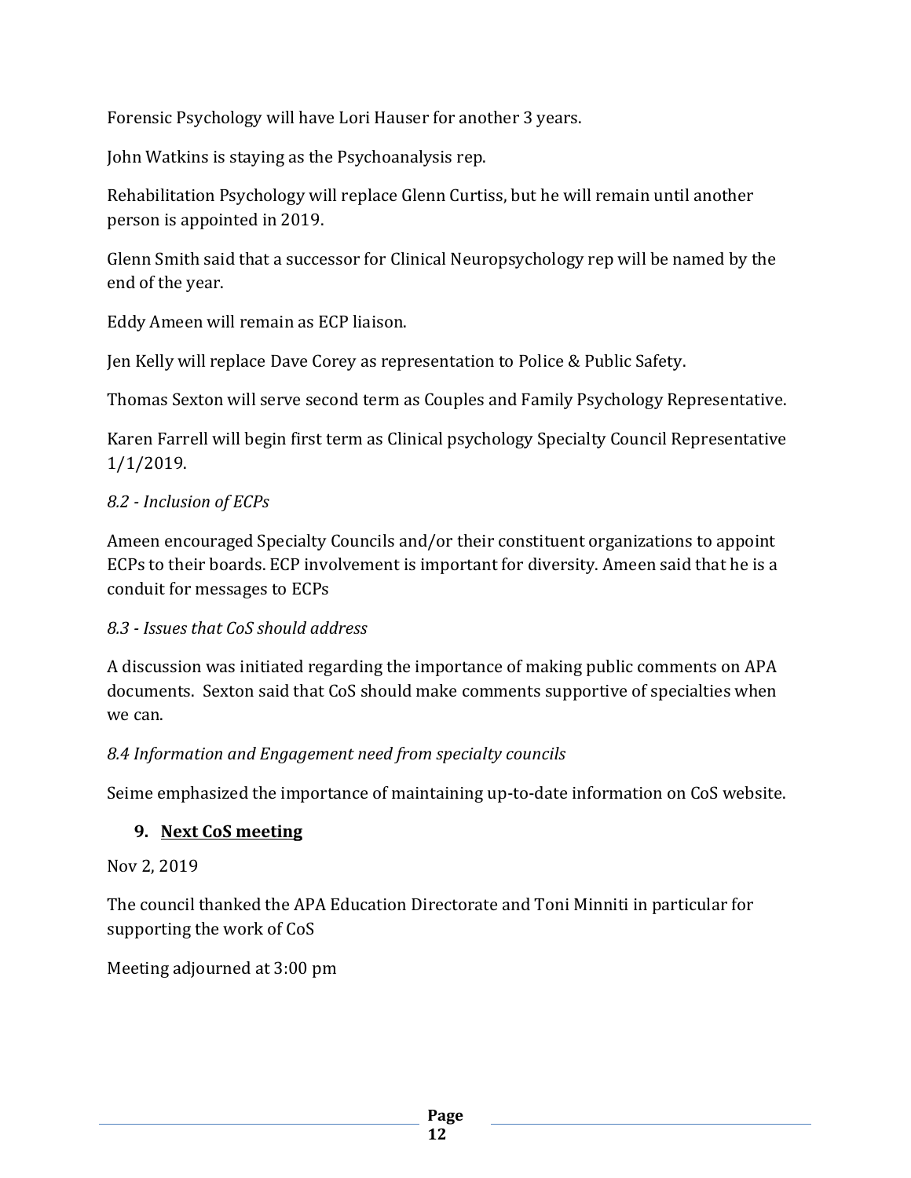Forensic Psychology will have Lori Hauser for another 3 years.

John Watkins is staying as the Psychoanalysis rep.

Rehabilitation Psychology will replace Glenn Curtiss, but he will remain until another person is appointed in 2019.

Glenn Smith said that a successor for Clinical Neuropsychology rep will be named by the end of the year.

Eddy Ameen will remain as ECP liaison.

Jen Kelly will replace Dave Corey as representation to Police & Public Safety.

Thomas Sexton will serve second term as Couples and Family Psychology Representative.

Karen Farrell will begin first term as Clinical psychology Specialty Council Representative 1/1/2019.

*8.2 - Inclusion of ECPs*

Ameen encouraged Specialty Councils and/or their constituent organizations to appoint ECPs to their boards. ECP involvement is important for diversity. Ameen said that he is a conduit for messages to ECPs

*8.3 - Issues that CoS should address*

A discussion was initiated regarding the importance of making public comments on APA documents. Sexton said that CoS should make comments supportive of specialties when we can.

*8.4 Information and Engagement need from specialty councils*

Seime emphasized the importance of maintaining up-to-date information on CoS website.

## 9. **Next CoS meeting**

Nov 2, 2019

The council thanked the APA Education Directorate and Toni Minniti in particular for supporting the work of CoS

Meeting adjourned at 3:00 pm